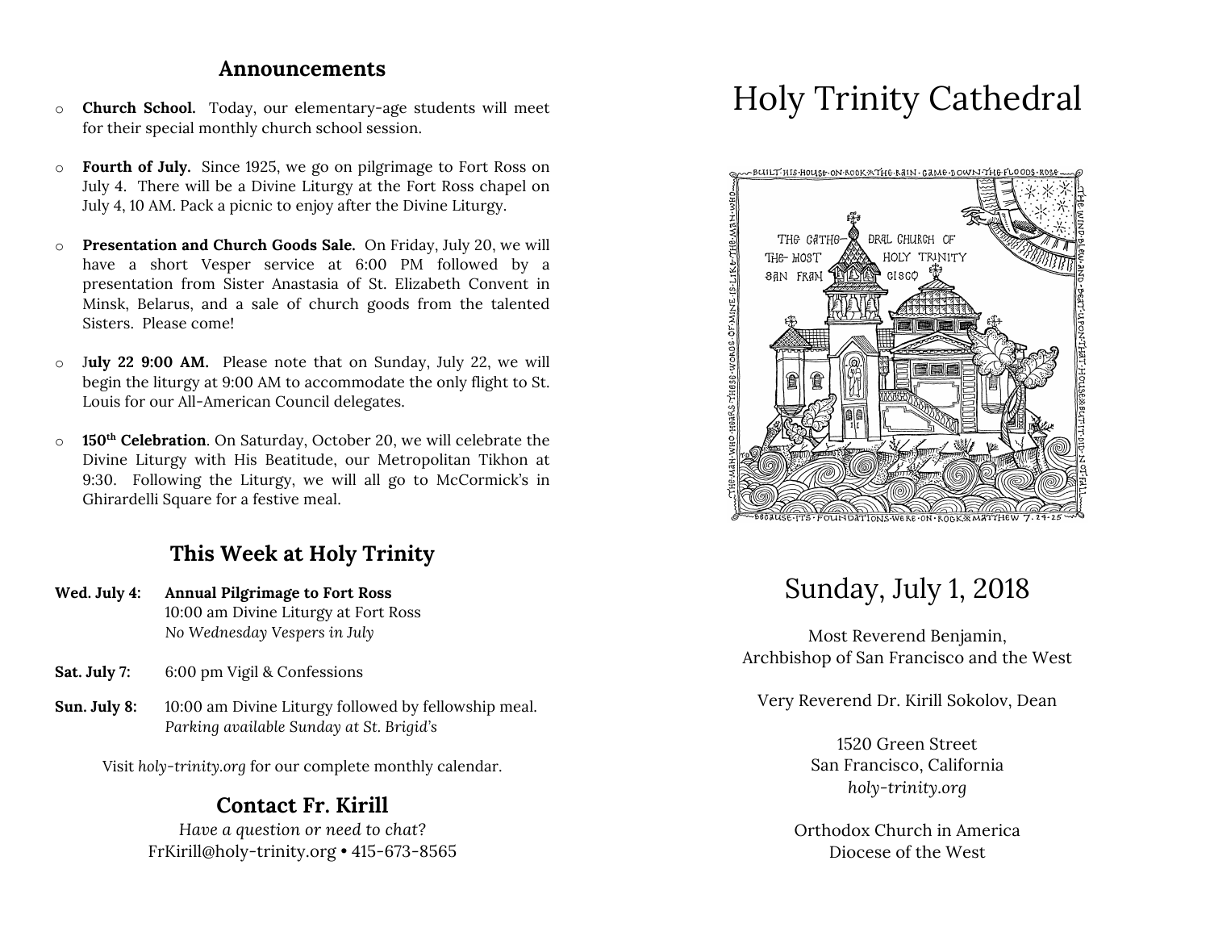## Announcements

- **Church School.** Today, our elementary-age students will meet for their special monthly church school session.
- **Fourth of July.** Since 1925, we go on pilgrimage to Fort Ross on July 4. There will be a Divine Liturgy at the Fort Ross chapel on July 4, 10 AM. Pack a picnic to enjoy after the Divine Liturgy.
- **Presentation and Church Goods Sale.** On Friday, July 20, we will have a short Vesper service at 6:00 PM followed by a presentation from Sister Anastasia of St. Elizabeth Convent in Minsk, Belarus, and a sale of church goods from the talented Sisters. Please come!
- J**uly 22 9:00 AM.** Please note that on Sunday, July 22, we will begin the liturgy at 9:00 AM to accommodate the only flight to St. Louis for our All-American Council delegates.
- **150th Celebration**. On Saturday, October 20, we will celebrate the Divine Liturgy with His Beatitude, our Metropolitan Tikhon at 9:30. Following the Liturgy, we will all go to McCormick's in Ghirardelli Square for a festive meal.

## This Week at Holy Trinity

**Wed. July 4:** **Annual Pilgrimage to Fort Ross**
10:00 am Divine Liturgy at Fort Ross
*No Wednesday Vespers in July*

**Sat. July 7:** 6:00 pm Vigil & Confessions

**Sun. July 8:** 10:00 am Divine Liturgy followed by fellowship meal.
*Parking available Sunday at St. Brigid's*

Visit *holy-trinity.org* for our complete monthly calendar.

## Contact Fr. Kirill

*Have a question or need to chat?*
FrKirill@holy-trinity.org • 415-673-8565

# Holy Trinity Cathedral

BUILT HIS HOUSE ON ROCK & THE RAIN CAME DOWN THE FLOODS ROSE THE WIND BLEW AND BEAT UPON THAT HOUSE & BUT IT DID NOT FALL BECAUSE ITS FOUNDATIONS WERE ON ROCK ✕ MATTHEW 7:24-25 THE MAN WHO HEARS THESE WORDS OF MINE IS LIKE THE MAN WHO

THE CATHEDRAL CHURCH OF THE MOST HOLY TRINITY SAN FRANCISCO

## Sunday, July 1, 2018

Most Reverend Benjamin,
Archbishop of San Francisco and the West

Very Reverend Dr. Kirill Sokolov, Dean

1520 Green Street
San Francisco, California
*holy-trinity.org*

Orthodox Church in America
Diocese of the West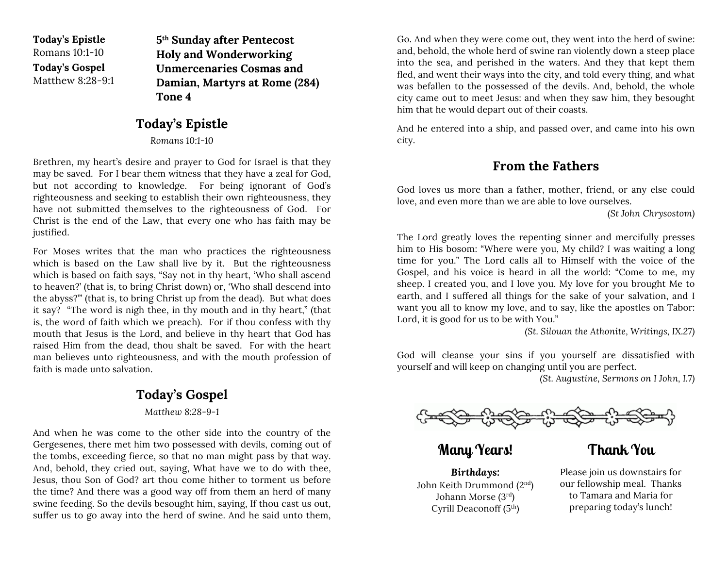**Today's Epistle**
Romans 10:1-10

**Today's Gospel**
Matthew 8:28-9:1

**5th Sunday after Pentecost**
**Holy and Wonderworking Unmercenaries Cosmas and Damian, Martyrs at Rome (284)**
**Tone 4**

## Today's Epistle

*Romans 10:1-10*

Brethren, my heart's desire and prayer to God for Israel is that they may be saved. For I bear them witness that they have a zeal for God, but not according to knowledge. For being ignorant of God's righteousness and seeking to establish their own righteousness, they have not submitted themselves to the righteousness of God. For Christ is the end of the Law, that every one who has faith may be justified.

For Moses writes that the man who practices the righteousness which is based on the Law shall live by it. But the righteousness which is based on faith says, "Say not in thy heart, 'Who shall ascend to heaven?' (that is, to bring Christ down) or, 'Who shall descend into the abyss?'" (that is, to bring Christ up from the dead). But what does it say? "The word is nigh thee, in thy mouth and in thy heart," (that is, the word of faith which we preach). For if thou confess with thy mouth that Jesus is the Lord, and believe in thy heart that God has raised Him from the dead, thou shalt be saved. For with the heart man believes unto righteousness, and with the mouth profession of faith is made unto salvation.

## Today's Gospel

*Matthew 8:28-9-1*

And when he was come to the other side into the country of the Gergesenes, there met him two possessed with devils, coming out of the tombs, exceeding fierce, so that no man might pass by that way. And, behold, they cried out, saying, What have we to do with thee, Jesus, thou Son of God? art thou come hither to torment us before the time? And there was a good way off from them an herd of many swine feeding. So the devils besought him, saying, If thou cast us out, suffer us to go away into the herd of swine. And he said unto them, Go. And when they were come out, they went into the herd of swine: and, behold, the whole herd of swine ran violently down a steep place into the sea, and perished in the waters. And they that kept them fled, and went their ways into the city, and told every thing, and what was befallen to the possessed of the devils. And, behold, the whole city came out to meet Jesus: and when they saw him, they besought him that he would depart out of their coasts.

And he entered into a ship, and passed over, and came into his own city.

## From the Fathers

God loves us more than a father, mother, friend, or any else could love, and even more than we are able to love ourselves.

*(St John Chrysostom)*

The Lord greatly loves the repenting sinner and mercifully presses him to His bosom: "Where were you, My child? I was waiting a long time for you." The Lord calls all to Himself with the voice of the Gospel, and his voice is heard in all the world: "Come to me, my sheep. I created you, and I love you. My love for you brought Me to earth, and I suffered all things for the sake of your salvation, and I want you all to know my love, and to say, like the apostles on Tabor: Lord, it is good for us to be with You."

*(St. Silouan the Athonite, Writings, IX.27)*

God will cleanse your sins if you yourself are dissatisfied with yourself and will keep on changing until you are perfect.

*(St. Augustine, Sermons on I John, I.7)*

## Many Years!

***Birthdays:***
John Keith Drummond (2nd)
Johann Morse (3rd)
Cyrill Deaconoff (5th)

## Thank You

Please join us downstairs for our fellowship meal. Thanks to Tamara and Maria for preparing today's lunch!